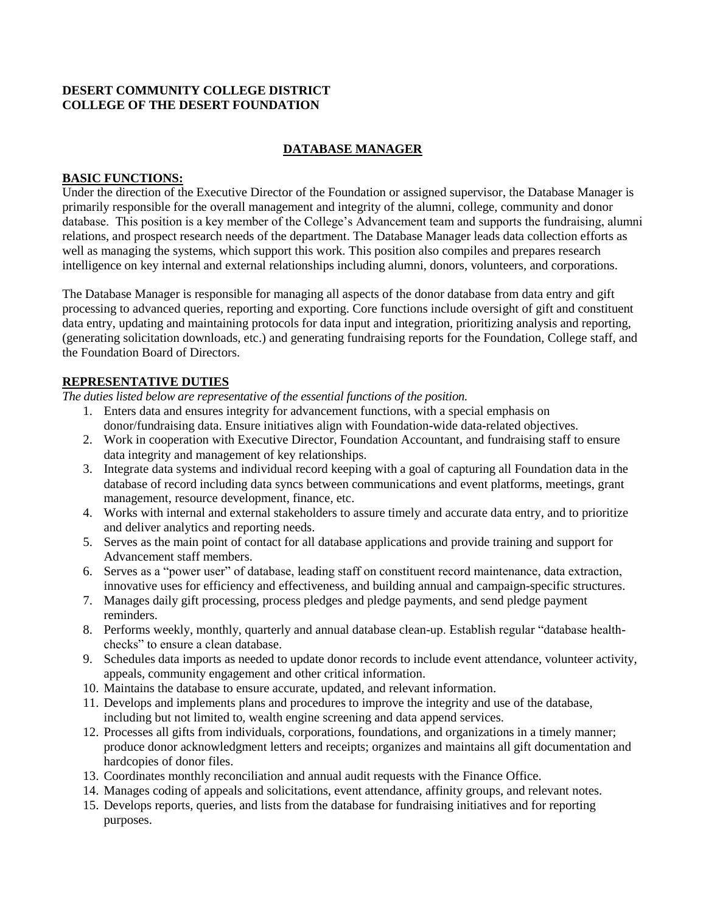**DESERT COMMUNITY COLLEGE DISTRICT**
**COLLEGE OF THE DESERT FOUNDATION**

# DATABASE MANAGER

## BASIC FUNCTIONS:

Under the direction of the Executive Director of the Foundation or assigned supervisor, the Database Manager is primarily responsible for the overall management and integrity of the alumni, college, community and donor database. This position is a key member of the College's Advancement team and supports the fundraising, alumni relations, and prospect research needs of the department. The Database Manager leads data collection efforts as well as managing the systems, which support this work. This position also compiles and prepares research intelligence on key internal and external relationships including alumni, donors, volunteers, and corporations.

The Database Manager is responsible for managing all aspects of the donor database from data entry and gift processing to advanced queries, reporting and exporting. Core functions include oversight of gift and constituent data entry, updating and maintaining protocols for data input and integration, prioritizing analysis and reporting, (generating solicitation downloads, etc.) and generating fundraising reports for the Foundation, College staff, and the Foundation Board of Directors.

## REPRESENTATIVE DUTIES

*The duties listed below are representative of the essential functions of the position.*

1. Enters data and ensures integrity for advancement functions, with a special emphasis on donor/fundraising data. Ensure initiatives align with Foundation-wide data-related objectives.
2. Work in cooperation with Executive Director, Foundation Accountant, and fundraising staff to ensure data integrity and management of key relationships.
3. Integrate data systems and individual record keeping with a goal of capturing all Foundation data in the database of record including data syncs between communications and event platforms, meetings, grant management, resource development, finance, etc.
4. Works with internal and external stakeholders to assure timely and accurate data entry, and to prioritize and deliver analytics and reporting needs.
5. Serves as the main point of contact for all database applications and provide training and support for Advancement staff members.
6. Serves as a "power user" of database, leading staff on constituent record maintenance, data extraction, innovative uses for efficiency and effectiveness, and building annual and campaign-specific structures.
7. Manages daily gift processing, process pledges and pledge payments, and send pledge payment reminders.
8. Performs weekly, monthly, quarterly and annual database clean-up. Establish regular "database health-checks" to ensure a clean database.
9. Schedules data imports as needed to update donor records to include event attendance, volunteer activity, appeals, community engagement and other critical information.
10. Maintains the database to ensure accurate, updated, and relevant information.
11. Develops and implements plans and procedures to improve the integrity and use of the database, including but not limited to, wealth engine screening and data append services.
12. Processes all gifts from individuals, corporations, foundations, and organizations in a timely manner; produce donor acknowledgment letters and receipts; organizes and maintains all gift documentation and hardcopies of donor files.
13. Coordinates monthly reconciliation and annual audit requests with the Finance Office.
14. Manages coding of appeals and solicitations, event attendance, affinity groups, and relevant notes.
15. Develops reports, queries, and lists from the database for fundraising initiatives and for reporting purposes.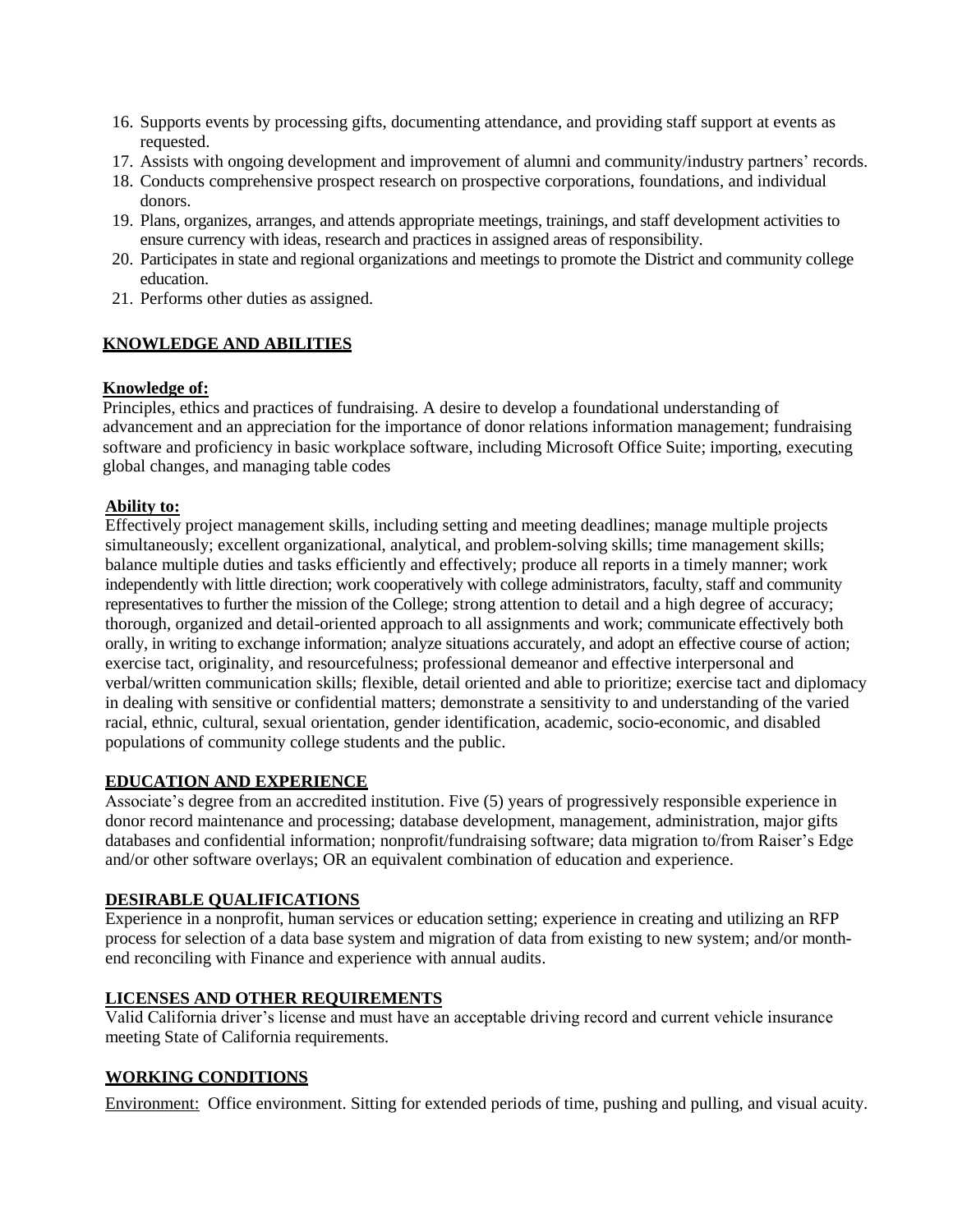16. Supports events by processing gifts, documenting attendance, and providing staff support at events as requested.
17. Assists with ongoing development and improvement of alumni and community/industry partners' records.
18. Conducts comprehensive prospect research on prospective corporations, foundations, and individual donors.
19. Plans, organizes, arranges, and attends appropriate meetings, trainings, and staff development activities to ensure currency with ideas, research and practices in assigned areas of responsibility.
20. Participates in state and regional organizations and meetings to promote the District and community college education.
21. Performs other duties as assigned.

## KNOWLEDGE AND ABILITIES

**Knowledge of:**

Principles, ethics and practices of fundraising. A desire to develop a foundational understanding of advancement and an appreciation for the importance of donor relations information management; fundraising software and proficiency in basic workplace software, including Microsoft Office Suite; importing, executing global changes, and managing table codes

**Ability to:**

Effectively project management skills, including setting and meeting deadlines; manage multiple projects simultaneously; excellent organizational, analytical, and problem-solving skills; time management skills; balance multiple duties and tasks efficiently and effectively; produce all reports in a timely manner; work independently with little direction; work cooperatively with college administrators, faculty, staff and community representatives to further the mission of the College; strong attention to detail and a high degree of accuracy; thorough, organized and detail-oriented approach to all assignments and work; communicate effectively both orally, in writing to exchange information; analyze situations accurately, and adopt an effective course of action; exercise tact, originality, and resourcefulness; professional demeanor and effective interpersonal and verbal/written communication skills; flexible, detail oriented and able to prioritize; exercise tact and diplomacy in dealing with sensitive or confidential matters; demonstrate a sensitivity to and understanding of the varied racial, ethnic, cultural, sexual orientation, gender identification, academic, socio-economic, and disabled populations of community college students and the public.

## EDUCATION AND EXPERIENCE

Associate's degree from an accredited institution. Five (5) years of progressively responsible experience in donor record maintenance and processing; database development, management, administration, major gifts databases and confidential information; nonprofit/fundraising software; data migration to/from Raiser's Edge and/or other software overlays; OR an equivalent combination of education and experience.

## DESIRABLE QUALIFICATIONS

Experience in a nonprofit, human services or education setting; experience in creating and utilizing an RFP process for selection of a data base system and migration of data from existing to new system; and/or month-end reconciling with Finance and experience with annual audits.

## LICENSES AND OTHER REQUIREMENTS

Valid California driver's license and must have an acceptable driving record and current vehicle insurance meeting State of California requirements.

## WORKING CONDITIONS

Environment: Office environment. Sitting for extended periods of time, pushing and pulling, and visual acuity.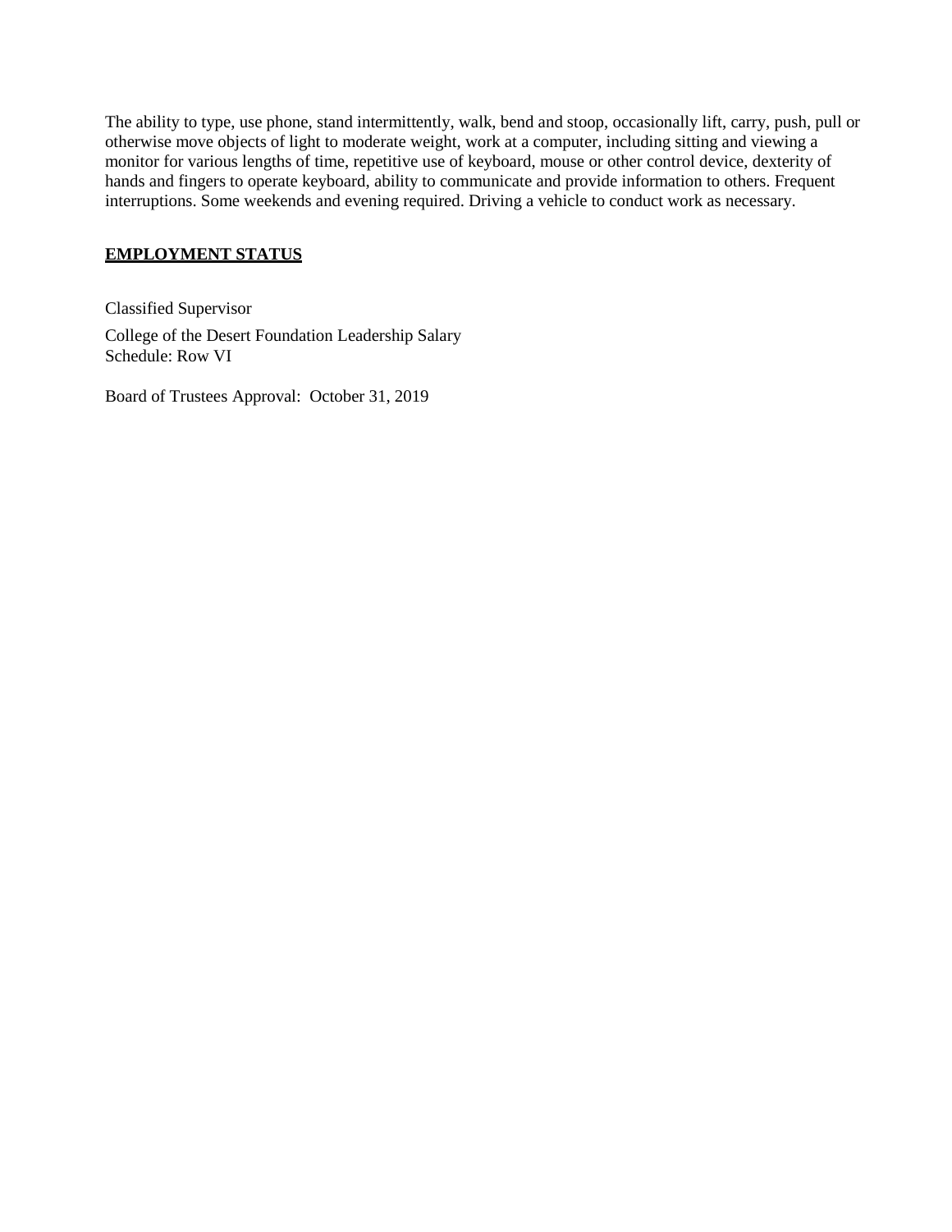The ability to type, use phone, stand intermittently, walk, bend and stoop, occasionally lift, carry, push, pull or otherwise move objects of light to moderate weight, work at a computer, including sitting and viewing a monitor for various lengths of time, repetitive use of keyboard, mouse or other control device, dexterity of hands and fingers to operate keyboard, ability to communicate and provide information to others. Frequent interruptions. Some weekends and evening required. Driving a vehicle to conduct work as necessary.

## EMPLOYMENT STATUS

Classified Supervisor

College of the Desert Foundation Leadership Salary Schedule: Row VI

Board of Trustees Approval: October 31, 2019